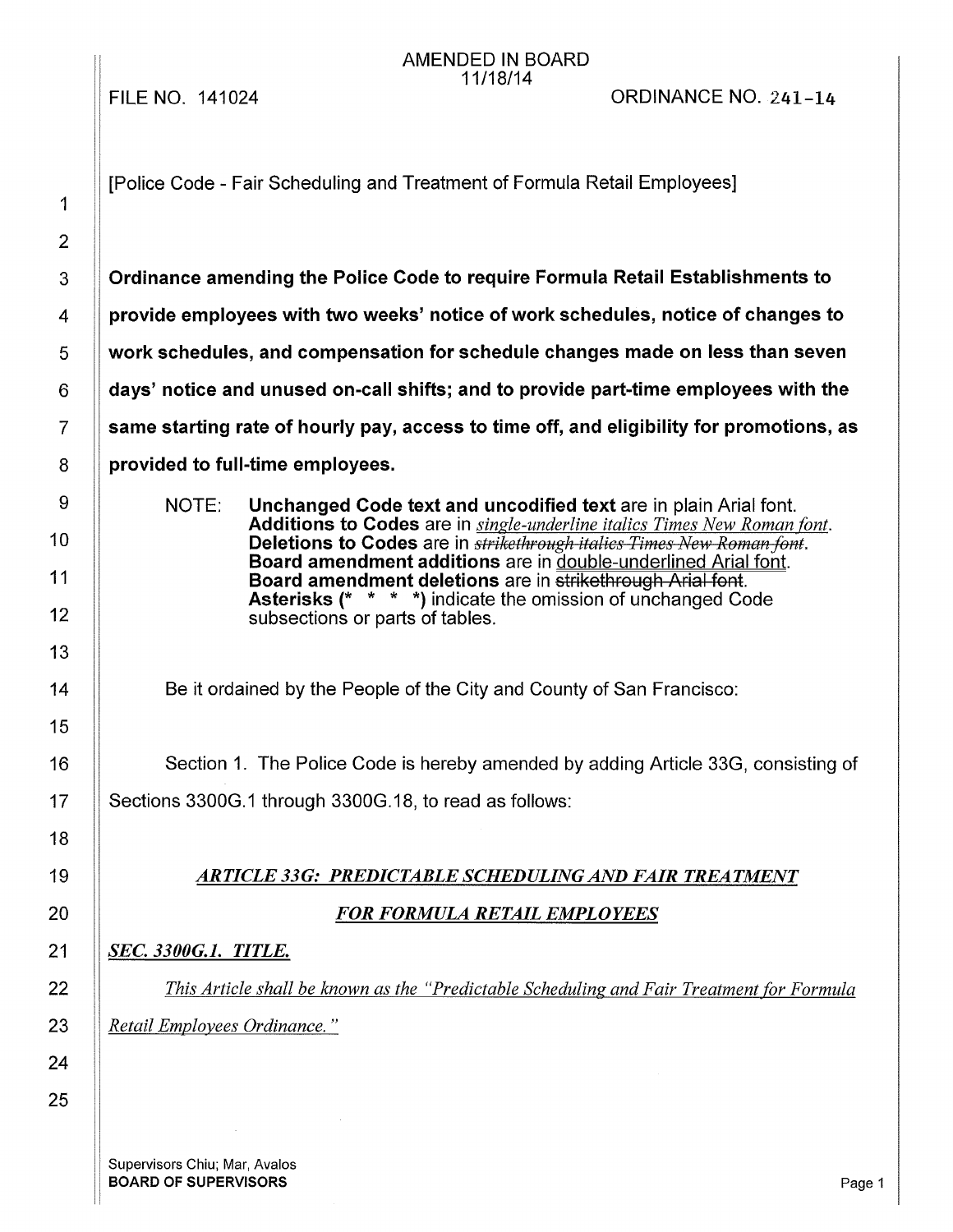AMENDED IN BOARD
11/18/14

FILE NO. 141024 ORDINANCE NO. 241-14

[Police Code - Fair Scheduling and Treatment of Formula Retail Employees]

**Ordinance amending the Police Code to require Formula Retail Establishments to provide employees with two weeks' notice of work schedules, notice of changes to work schedules, and compensation for schedule changes made on less than seven days' notice and unused on-call shifts; and to provide part-time employees with the same starting rate of hourly pay, access to time off, and eligibility for promotions, as provided to full-time employees.**

NOTE: **Unchanged Code text and uncodified text** are in plain Arial font.
**Additions to Codes** are in *single-underline italics Times New Roman font*.
**Deletions to Codes** are in ~~*strikethrough italics Times New Roman font*~~.
**Board amendment additions** are in double-underlined Arial font.
**Board amendment deletions** are in ~~strikethrough Arial font~~.
**Asterisks (* * * *)** indicate the omission of unchanged Code subsections or parts of tables.

Be it ordained by the People of the City and County of San Francisco:

Section 1. The Police Code is hereby amended by adding Article 33G, consisting of Sections 3300G.1 through 3300G.18, to read as follows:

## *ARTICLE 33G: PREDICTABLE SCHEDULING AND FAIR TREATMENT FOR FORMULA RETAIL EMPLOYEES*

### *SEC. 3300G.1. TITLE.*

*This Article shall be known as the "Predictable Scheduling and Fair Treatment for Formula Retail Employees Ordinance."*

Supervisors Chiu; Mar, Avalos
**BOARD OF SUPERVISORS**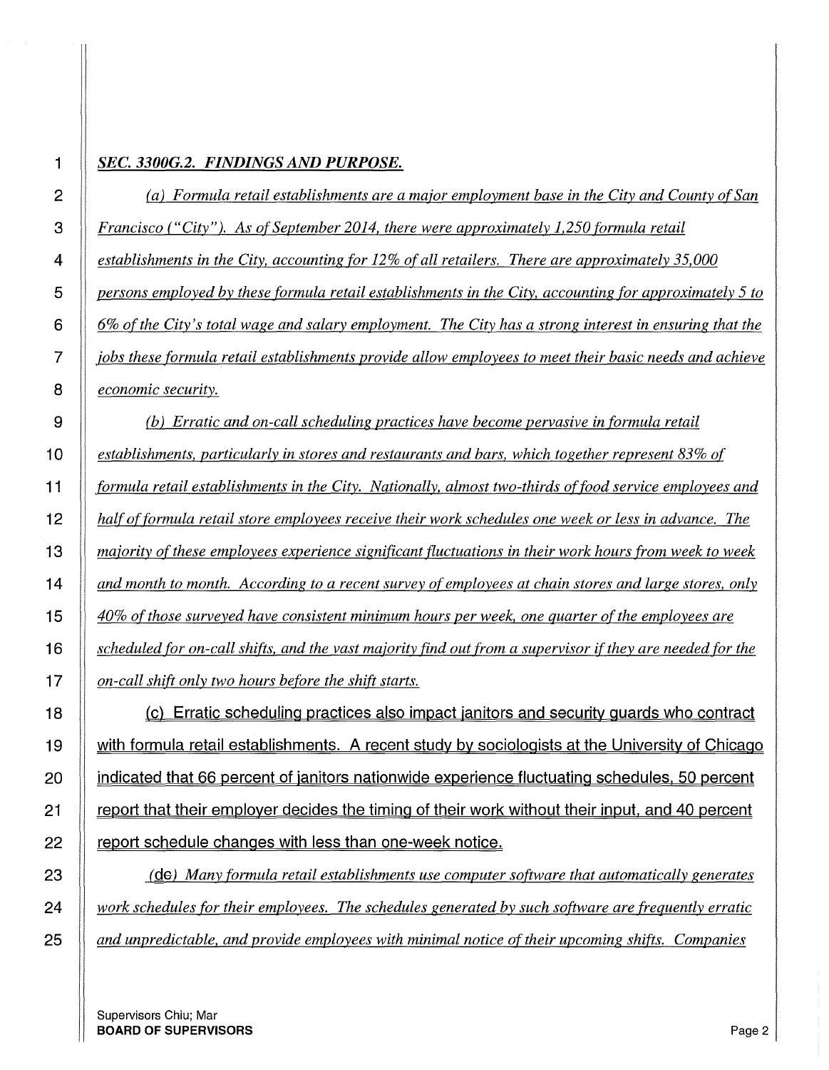***SEC. 3300G.2. FINDINGS AND PURPOSE.***

*(a) Formula retail establishments are a major employment base in the City and County of San Francisco ("City"). As of September 2014, there were approximately 1,250 formula retail establishments in the City, accounting for 12% of all retailers. There are approximately 35,000 persons employed by these formula retail establishments in the City, accounting for approximately 5 to 6% of the City's total wage and salary employment. The City has a strong interest in ensuring that the jobs these formula retail establishments provide allow employees to meet their basic needs and achieve economic security.*

*(b) Erratic and on-call scheduling practices have become pervasive in formula retail establishments, particularly in stores and restaurants and bars, which together represent 83% of formula retail establishments in the City. Nationally, almost two-thirds of food service employees and half of formula retail store employees receive their work schedules one week or less in advance. The majority of these employees experience significant fluctuations in their work hours from week to week and month to month. According to a recent survey of employees at chain stores and large stores, only 40% of those surveyed have consistent minimum hours per week, one quarter of the employees are scheduled for on-call shifts, and the vast majority find out from a supervisor if they are needed for the on-call shift only two hours before the shift starts.*

(c) Erratic scheduling practices also impact janitors and security guards who contract with formula retail establishments. A recent study by sociologists at the University of Chicago indicated that 66 percent of janitors nationwide experience fluctuating schedules, 50 percent report that their employer decides the timing of their work without their input, and 40 percent report schedule changes with less than one-week notice.

*(de) Many formula retail establishments use computer software that automatically generates work schedules for their employees. The schedules generated by such software are frequently erratic and unpredictable, and provide employees with minimal notice of their upcoming shifts. Companies*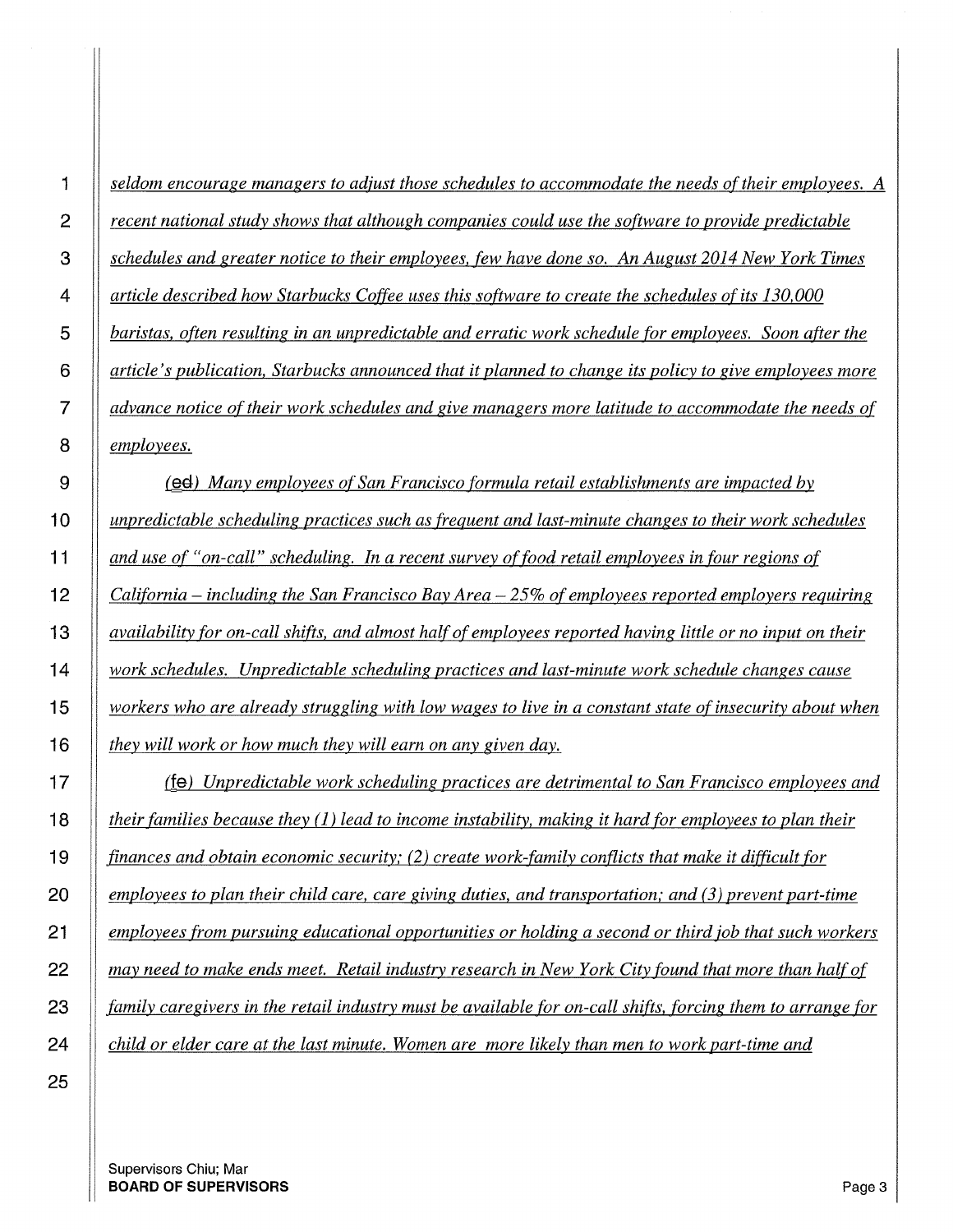*seldom encourage managers to adjust those schedules to accommodate the needs of their employees. A recent national study shows that although companies could use the software to provide predictable schedules and greater notice to their employees, few have done so. An August 2014 New York Times article described how Starbucks Coffee uses this software to create the schedules of its 130,000 baristas, often resulting in an unpredictable and erratic work schedule for employees. Soon after the article's publication, Starbucks announced that it planned to change its policy to give employees more advance notice of their work schedules and give managers more latitude to accommodate the needs of employees.*

*(ed) Many employees of San Francisco formula retail establishments are impacted by unpredictable scheduling practices such as frequent and last-minute changes to their work schedules and use of "on-call" scheduling. In a recent survey of food retail employees in four regions of California – including the San Francisco Bay Area – 25% of employees reported employers requiring availability for on-call shifts, and almost half of employees reported having little or no input on their work schedules. Unpredictable scheduling practices and last-minute work schedule changes cause workers who are already struggling with low wages to live in a constant state of insecurity about when they will work or how much they will earn on any given day.*

*(fe) Unpredictable work scheduling practices are detrimental to San Francisco employees and their families because they (1) lead to income instability, making it hard for employees to plan their finances and obtain economic security; (2) create work-family conflicts that make it difficult for employees to plan their child care, care giving duties, and transportation; and (3) prevent part-time employees from pursuing educational opportunities or holding a second or third job that such workers may need to make ends meet. Retail industry research in New York City found that more than half of family caregivers in the retail industry must be available for on-call shifts, forcing them to arrange for child or elder care at the last minute. Women are more likely than men to work part-time and*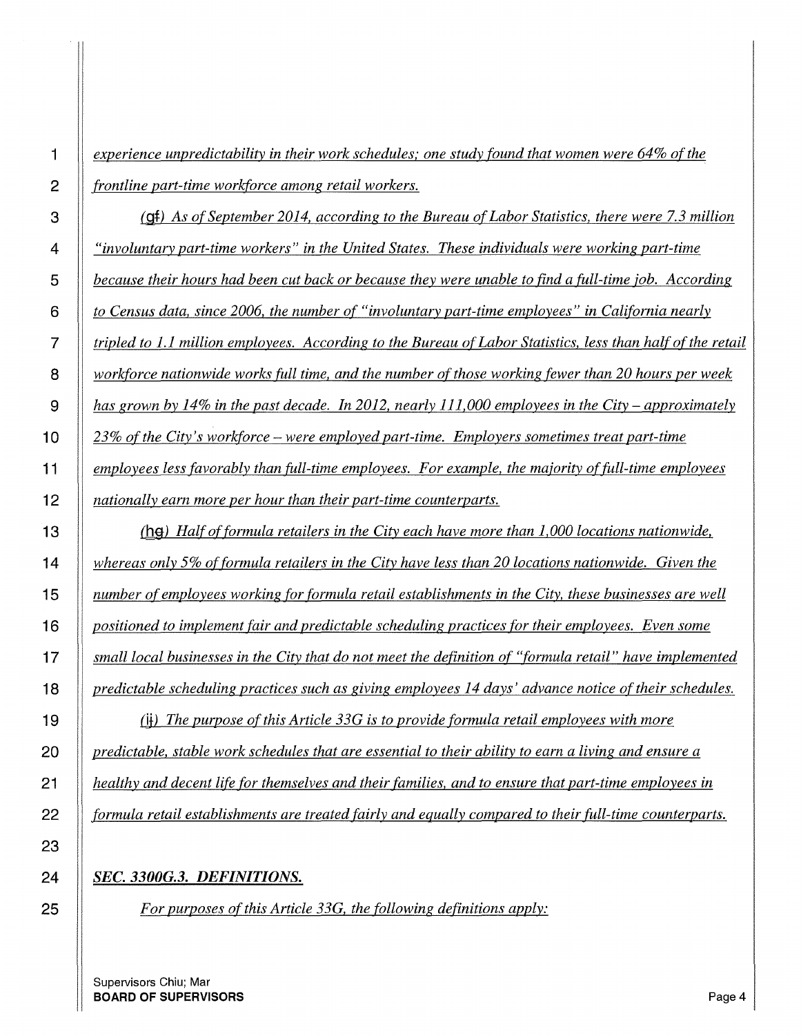*experience unpredictability in their work schedules; one study found that women were 64% of the frontline part-time workforce among retail workers.*

*(gf) As of September 2014, according to the Bureau of Labor Statistics, there were 7.3 million "involuntary part-time workers" in the United States. These individuals were working part-time because their hours had been cut back or because they were unable to find a full-time job. According to Census data, since 2006, the number of "involuntary part-time employees" in California nearly tripled to 1.1 million employees. According to the Bureau of Labor Statistics, less than half of the retail workforce nationwide works full time, and the number of those working fewer than 20 hours per week has grown by 14% in the past decade. In 2012, nearly 111,000 employees in the City – approximately 23% of the City's workforce – were employed part-time. Employers sometimes treat part-time employees less favorably than full-time employees. For example, the majority of full-time employees nationally earn more per hour than their part-time counterparts.*

*(hg) Half of formula retailers in the City each have more than 1,000 locations nationwide, whereas only 5% of formula retailers in the City have less than 20 locations nationwide. Given the number of employees working for formula retail establishments in the City, these businesses are well positioned to implement fair and predictable scheduling practices for their employees. Even some small local businesses in the City that do not meet the definition of "formula retail" have implemented predictable scheduling practices such as giving employees 14 days' advance notice of their schedules.*

*(ih) The purpose of this Article 33G is to provide formula retail employees with more predictable, stable work schedules that are essential to their ability to earn a living and ensure a healthy and decent life for themselves and their families, and to ensure that part-time employees in formula retail establishments are treated fairly and equally compared to their full-time counterparts.*

***SEC. 3300G.3. DEFINITIONS.***

*For purposes of this Article 33G, the following definitions apply:*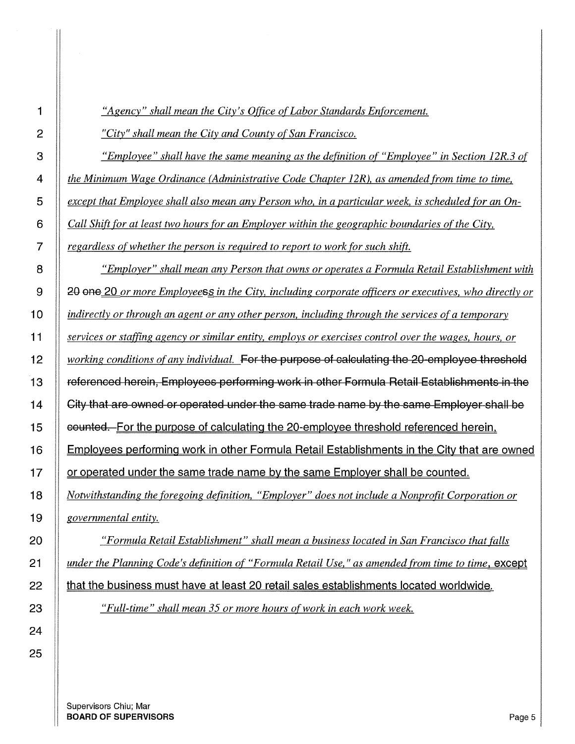*"Agency" shall mean the City's Office of Labor Standards Enforcement.*

*"City" shall mean the City and County of San Francisco.*

*"Employee" shall have the same meaning as the definition of "Employee" in Section 12R.3 of the Minimum Wage Ordinance (Administrative Code Chapter 12R), as amended from time to time, except that Employee shall also mean any Person who, in a particular week, is scheduled for an On-Call Shift for at least two hours for an Employer within the geographic boundaries of the City, regardless of whether the person is required to report to work for such shift.*

*"Employer" shall mean any Person that owns or operates a Formula Retail Establishment with* ~~20 one~~ 20 *or more Employees*~~s~~s *in the City, including corporate officers or executives, who directly or indirectly or through an agent or any other person, including through the services of a temporary services or staffing agency or similar entity, employs or exercises control over the wages, hours, or working conditions of any individual.* ~~For the purpose of calculating the 20-employee threshold referenced herein, Employees performing work in other Formula Retail Establishments in the City that are owned or operated under the same trade name by the same Employer shall be counted.~~ For the purpose of calculating the 20-employee threshold referenced herein, Employees performing work in other Formula Retail Establishments in the City that are owned or operated under the same trade name by the same Employer shall be counted. *Notwithstanding the foregoing definition, "Employer" does not include a Nonprofit Corporation or governmental entity.*

*"Formula Retail Establishment" shall mean a business located in San Francisco that falls under the Planning Code's definition of "Formula Retail Use," as amended from time to time*, except that the business must have at least 20 retail sales establishments located worldwide.

*"Full-time" shall mean 35 or more hours of work in each work week.*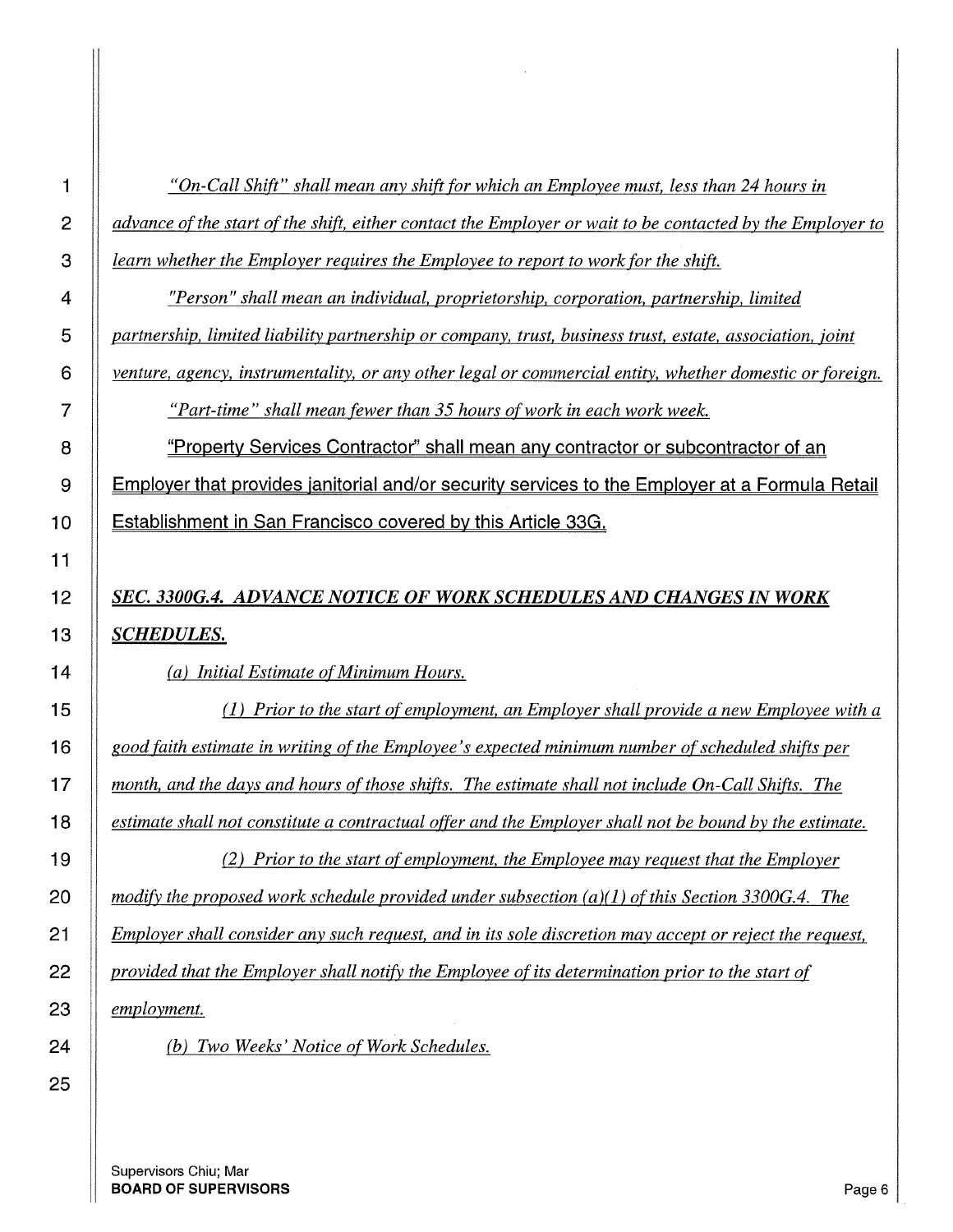*"On-Call Shift" shall mean any shift for which an Employee must, less than 24 hours in advance of the start of the shift, either contact the Employer or wait to be contacted by the Employer to learn whether the Employer requires the Employee to report to work for the shift.*

*"Person" shall mean an individual, proprietorship, corporation, partnership, limited partnership, limited liability partnership or company, trust, business trust, estate, association, joint venture, agency, instrumentality, or any other legal or commercial entity, whether domestic or foreign.*

*"Part-time" shall mean fewer than 35 hours of work in each work week.*

"Property Services Contractor" shall mean any contractor or subcontractor of an Employer that provides janitorial and/or security services to the Employer at a Formula Retail Establishment in San Francisco covered by this Article 33G.

***SEC. 3300G.4. ADVANCE NOTICE OF WORK SCHEDULES AND CHANGES IN WORK SCHEDULES.***

*(a) Initial Estimate of Minimum Hours.*

*(1) Prior to the start of employment, an Employer shall provide a new Employee with a good faith estimate in writing of the Employee's expected minimum number of scheduled shifts per month, and the days and hours of those shifts. The estimate shall not include On-Call Shifts. The estimate shall not constitute a contractual offer and the Employer shall not be bound by the estimate.*

*(2) Prior to the start of employment, the Employee may request that the Employer modify the proposed work schedule provided under subsection (a)(1) of this Section 3300G.4. The Employer shall consider any such request, and in its sole discretion may accept or reject the request, provided that the Employer shall notify the Employee of its determination prior to the start of employment.*

*(b) Two Weeks' Notice of Work Schedules.*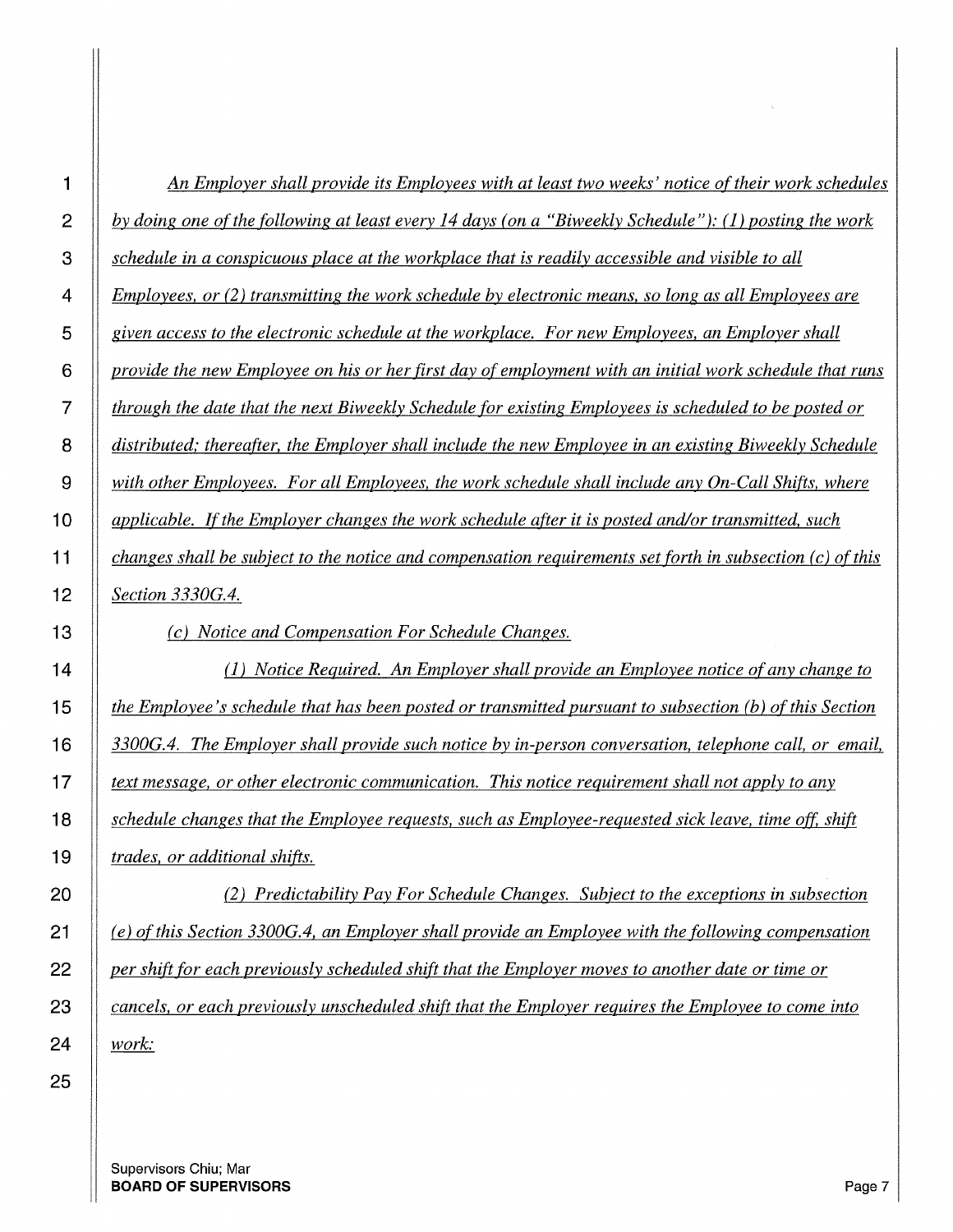*An Employer shall provide its Employees with at least two weeks' notice of their work schedules by doing one of the following at least every 14 days (on a "Biweekly Schedule"): (1) posting the work schedule in a conspicuous place at the workplace that is readily accessible and visible to all Employees, or (2) transmitting the work schedule by electronic means, so long as all Employees are given access to the electronic schedule at the workplace. For new Employees, an Employer shall provide the new Employee on his or her first day of employment with an initial work schedule that runs through the date that the next Biweekly Schedule for existing Employees is scheduled to be posted or distributed; thereafter, the Employer shall include the new Employee in an existing Biweekly Schedule with other Employees. For all Employees, the work schedule shall include any On-Call Shifts, where applicable. If the Employer changes the work schedule after it is posted and/or transmitted, such changes shall be subject to the notice and compensation requirements set forth in subsection (c) of this Section 3330G.4.*

*(c) Notice and Compensation For Schedule Changes.*

*(1) Notice Required. An Employer shall provide an Employee notice of any change to the Employee's schedule that has been posted or transmitted pursuant to subsection (b) of this Section 3300G.4. The Employer shall provide such notice by in-person conversation, telephone call, or email, text message, or other electronic communication. This notice requirement shall not apply to any schedule changes that the Employee requests, such as Employee-requested sick leave, time off, shift trades, or additional shifts.*

*(2) Predictability Pay For Schedule Changes. Subject to the exceptions in subsection (e) of this Section 3300G.4, an Employer shall provide an Employee with the following compensation per shift for each previously scheduled shift that the Employer moves to another date or time or cancels, or each previously unscheduled shift that the Employer requires the Employee to come into work:*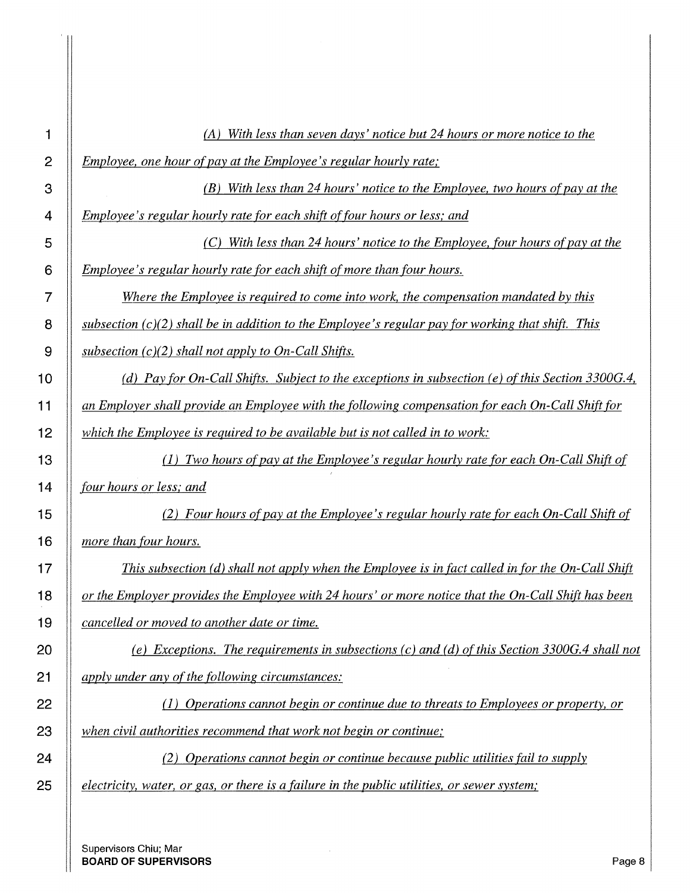*(A) With less than seven days' notice but 24 hours or more notice to the Employee, one hour of pay at the Employee's regular hourly rate;*

*(B) With less than 24 hours' notice to the Employee, two hours of pay at the Employee's regular hourly rate for each shift of four hours or less; and*

*(C) With less than 24 hours' notice to the Employee, four hours of pay at the Employee's regular hourly rate for each shift of more than four hours.*

*Where the Employee is required to come into work, the compensation mandated by this subsection (c)(2) shall be in addition to the Employee's regular pay for working that shift. This subsection (c)(2) shall not apply to On-Call Shifts.*

*(d) Pay for On-Call Shifts. Subject to the exceptions in subsection (e) of this Section 3300G.4, an Employer shall provide an Employee with the following compensation for each On-Call Shift for which the Employee is required to be available but is not called in to work:*

*(1) Two hours of pay at the Employee's regular hourly rate for each On-Call Shift of four hours or less; and*

*(2) Four hours of pay at the Employee's regular hourly rate for each On-Call Shift of more than four hours.*

*This subsection (d) shall not apply when the Employee is in fact called in for the On-Call Shift or the Employer provides the Employee with 24 hours' or more notice that the On-Call Shift has been cancelled or moved to another date or time.*

*(e) Exceptions. The requirements in subsections (c) and (d) of this Section 3300G.4 shall not apply under any of the following circumstances:*

*(1) Operations cannot begin or continue due to threats to Employees or property, or when civil authorities recommend that work not begin or continue;*

*(2) Operations cannot begin or continue because public utilities fail to supply electricity, water, or gas, or there is a failure in the public utilities, or sewer system;*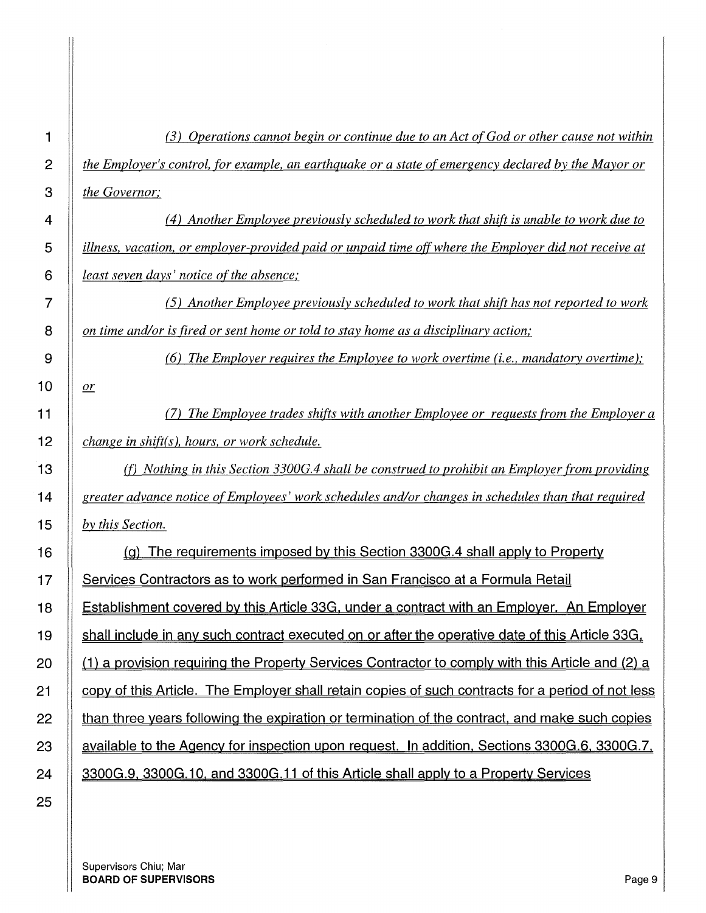*(3) Operations cannot begin or continue due to an Act of God or other cause not within the Employer's control, for example, an earthquake or a state of emergency declared by the Mayor or the Governor;*

*(4) Another Employee previously scheduled to work that shift is unable to work due to illness, vacation, or employer-provided paid or unpaid time off where the Employer did not receive at least seven days' notice of the absence;*

*(5) Another Employee previously scheduled to work that shift has not reported to work on time and/or is fired or sent home or told to stay home as a disciplinary action;*

*(6) The Employer requires the Employee to work overtime (i.e., mandatory overtime); or*

*(7) The Employee trades shifts with another Employee or requests from the Employer a change in shift(s), hours, or work schedule.*

*(f) Nothing in this Section 3300G.4 shall be construed to prohibit an Employer from providing greater advance notice of Employees' work schedules and/or changes in schedules than that required by this Section.*

(g) The requirements imposed by this Section 3300G.4 shall apply to Property Services Contractors as to work performed in San Francisco at a Formula Retail Establishment covered by this Article 33G, under a contract with an Employer. An Employer shall include in any such contract executed on or after the operative date of this Article 33G, (1) a provision requiring the Property Services Contractor to comply with this Article and (2) a copy of this Article. The Employer shall retain copies of such contracts for a period of not less than three years following the expiration or termination of the contract, and make such copies available to the Agency for inspection upon request. In addition, Sections 3300G.6, 3300G.7, 3300G.9, 3300G.10, and 3300G.11 of this Article shall apply to a Property Services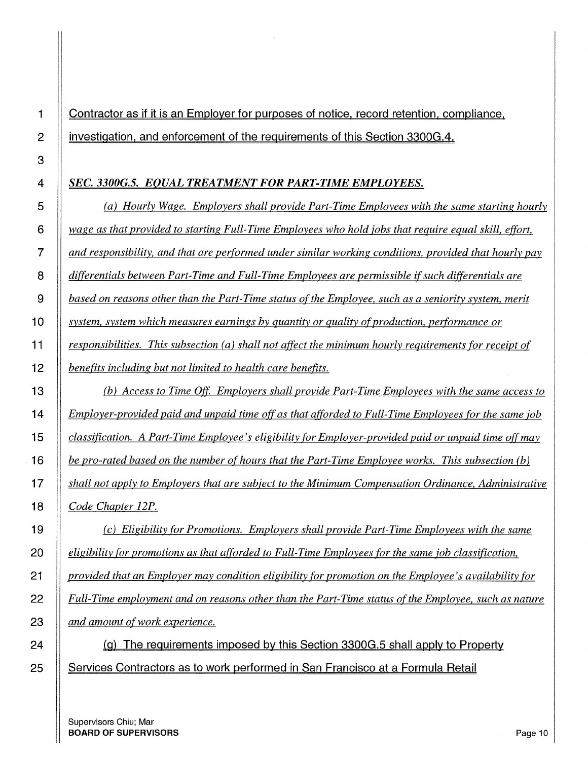Contractor as if it is an Employer for purposes of notice, record retention, compliance, investigation, and enforcement of the requirements of this Section 3300G.4.

***SEC. 3300G.5. EQUAL TREATMENT FOR PART-TIME EMPLOYEES.***

*(a) Hourly Wage. Employers shall provide Part-Time Employees with the same starting hourly wage as that provided to starting Full-Time Employees who hold jobs that require equal skill, effort, and responsibility, and that are performed under similar working conditions, provided that hourly pay differentials between Part-Time and Full-Time Employees are permissible if such differentials are based on reasons other than the Part-Time status of the Employee, such as a seniority system, merit system, system which measures earnings by quantity or quality of production, performance or responsibilities. This subsection (a) shall not affect the minimum hourly requirements for receipt of benefits including but not limited to health care benefits.*

*(b) Access to Time Off. Employers shall provide Part-Time Employees with the same access to Employer-provided paid and unpaid time off as that afforded to Full-Time Employees for the same job classification. A Part-Time Employee's eligibility for Employer-provided paid or unpaid time off may be pro-rated based on the number of hours that the Part-Time Employee works. This subsection (b) shall not apply to Employers that are subject to the Minimum Compensation Ordinance, Administrative Code Chapter 12P.*

*(c) Eligibility for Promotions. Employers shall provide Part-Time Employees with the same eligibility for promotions as that afforded to Full-Time Employees for the same job classification, provided that an Employer may condition eligibility for promotion on the Employee's availability for Full-Time employment and on reasons other than the Part-Time status of the Employee, such as nature and amount of work experience.*

(g) The requirements imposed by this Section 3300G.5 shall apply to Property Services Contractors as to work performed in San Francisco at a Formula Retail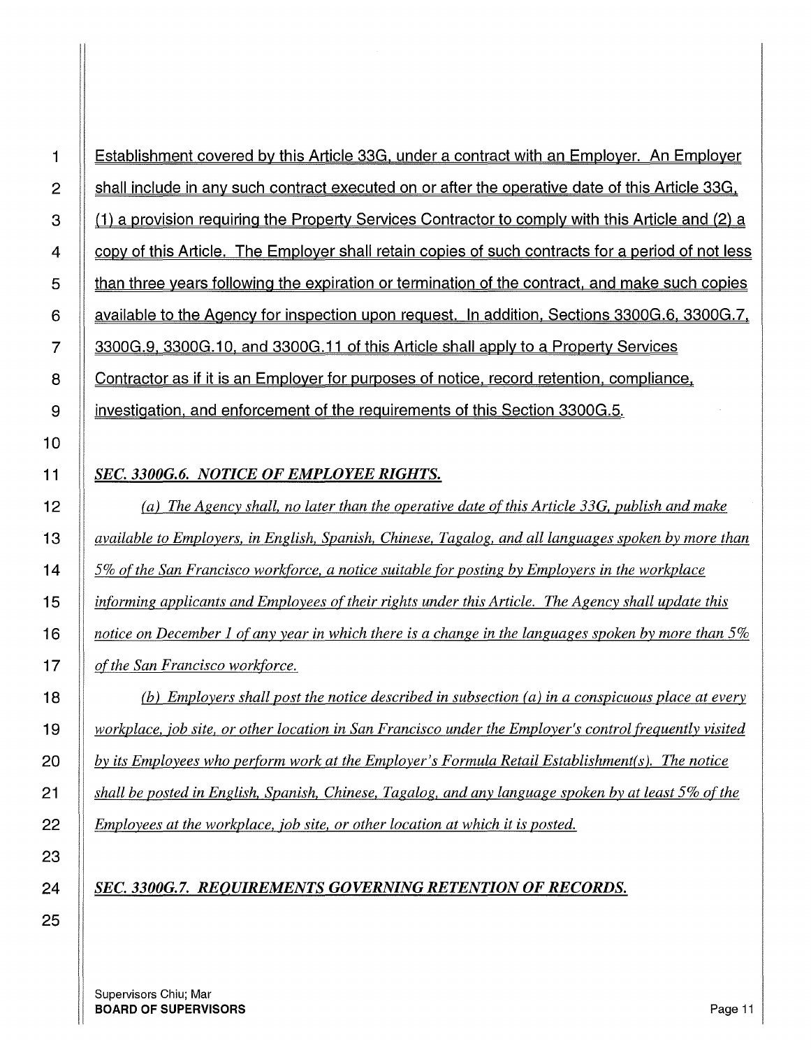Establishment covered by this Article 33G, under a contract with an Employer. An Employer shall include in any such contract executed on or after the operative date of this Article 33G, (1) a provision requiring the Property Services Contractor to comply with this Article and (2) a copy of this Article. The Employer shall retain copies of such contracts for a period of not less than three years following the expiration or termination of the contract, and make such copies available to the Agency for inspection upon request. In addition, Sections 3300G.6, 3300G.7, 3300G.9, 3300G.10, and 3300G.11 of this Article shall apply to a Property Services Contractor as if it is an Employer for purposes of notice, record retention, compliance, investigation, and enforcement of the requirements of this Section 3300G.5.

***SEC. 3300G.6. NOTICE OF EMPLOYEE RIGHTS.***

*(a) The Agency shall, no later than the operative date of this Article 33G, publish and make available to Employers, in English, Spanish, Chinese, Tagalog, and all languages spoken by more than 5% of the San Francisco workforce, a notice suitable for posting by Employers in the workplace informing applicants and Employees of their rights under this Article. The Agency shall update this notice on December 1 of any year in which there is a change in the languages spoken by more than 5% of the San Francisco workforce.*

*(b) Employers shall post the notice described in subsection (a) in a conspicuous place at every workplace, job site, or other location in San Francisco under the Employer's control frequently visited by its Employees who perform work at the Employer's Formula Retail Establishment(s). The notice shall be posted in English, Spanish, Chinese, Tagalog, and any language spoken by at least 5% of the Employees at the workplace, job site, or other location at which it is posted.*

***SEC. 3300G.7. REQUIREMENTS GOVERNING RETENTION OF RECORDS.***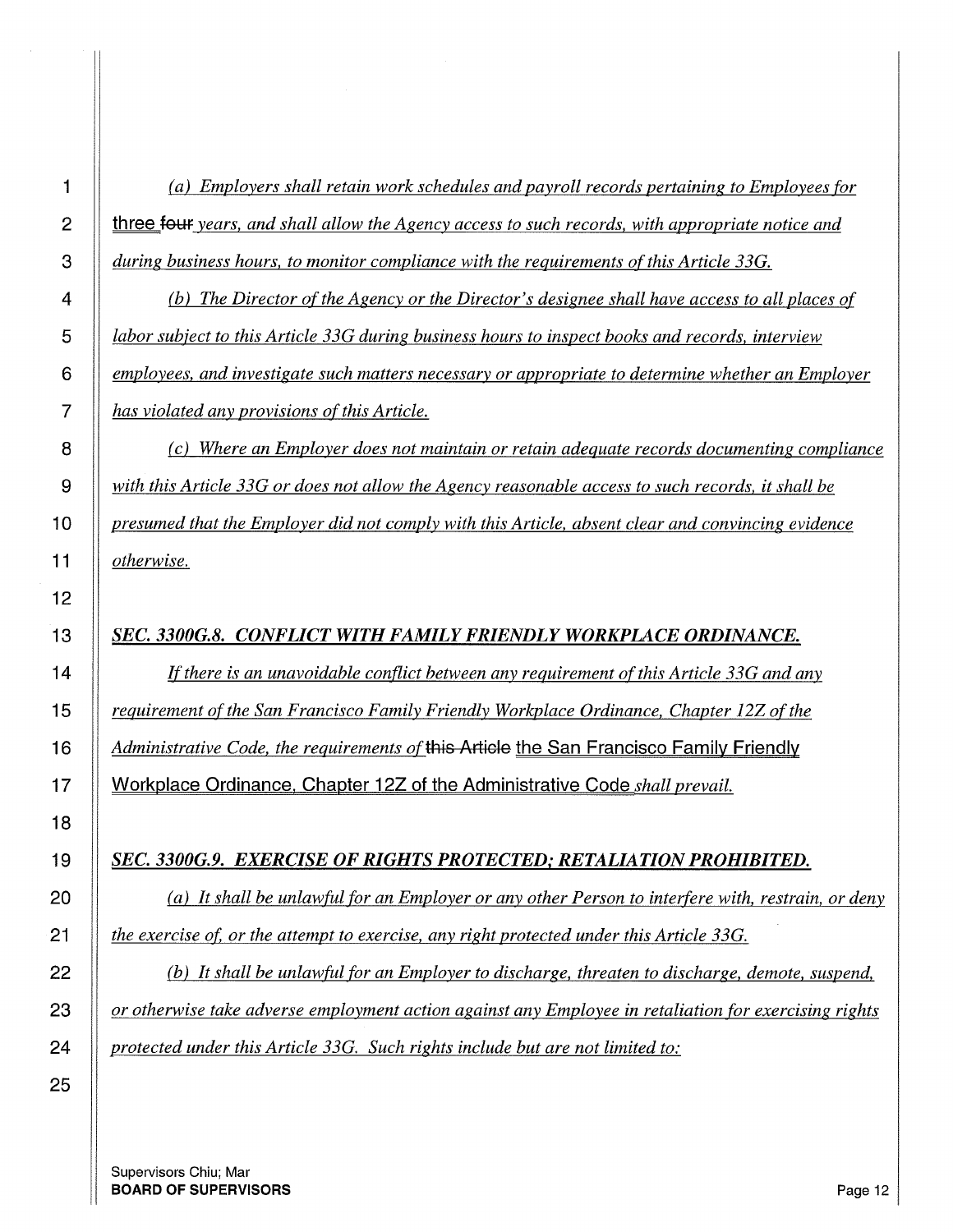*(a) Employers shall retain work schedules and payroll records pertaining to Employees for* three ~~four~~ *years, and shall allow the Agency access to such records, with appropriate notice and during business hours, to monitor compliance with the requirements of this Article 33G.*

*(b) The Director of the Agency or the Director's designee shall have access to all places of labor subject to this Article 33G during business hours to inspect books and records, interview employees, and investigate such matters necessary or appropriate to determine whether an Employer has violated any provisions of this Article.*

*(c) Where an Employer does not maintain or retain adequate records documenting compliance with this Article 33G or does not allow the Agency reasonable access to such records, it shall be presumed that the Employer did not comply with this Article, absent clear and convincing evidence otherwise.*

***SEC. 3300G.8. CONFLICT WITH FAMILY FRIENDLY WORKPLACE ORDINANCE.***

*If there is an unavoidable conflict between any requirement of this Article 33G and any requirement of the San Francisco Family Friendly Workplace Ordinance, Chapter 12Z of the Administrative Code, the requirements of* ~~this Article~~ the San Francisco Family Friendly Workplace Ordinance, Chapter 12Z of the Administrative Code *shall prevail.*

***SEC. 3300G.9. EXERCISE OF RIGHTS PROTECTED; RETALIATION PROHIBITED.***

*(a) It shall be unlawful for an Employer or any other Person to interfere with, restrain, or deny the exercise of, or the attempt to exercise, any right protected under this Article 33G.*

*(b) It shall be unlawful for an Employer to discharge, threaten to discharge, demote, suspend, or otherwise take adverse employment action against any Employee in retaliation for exercising rights protected under this Article 33G. Such rights include but are not limited to:*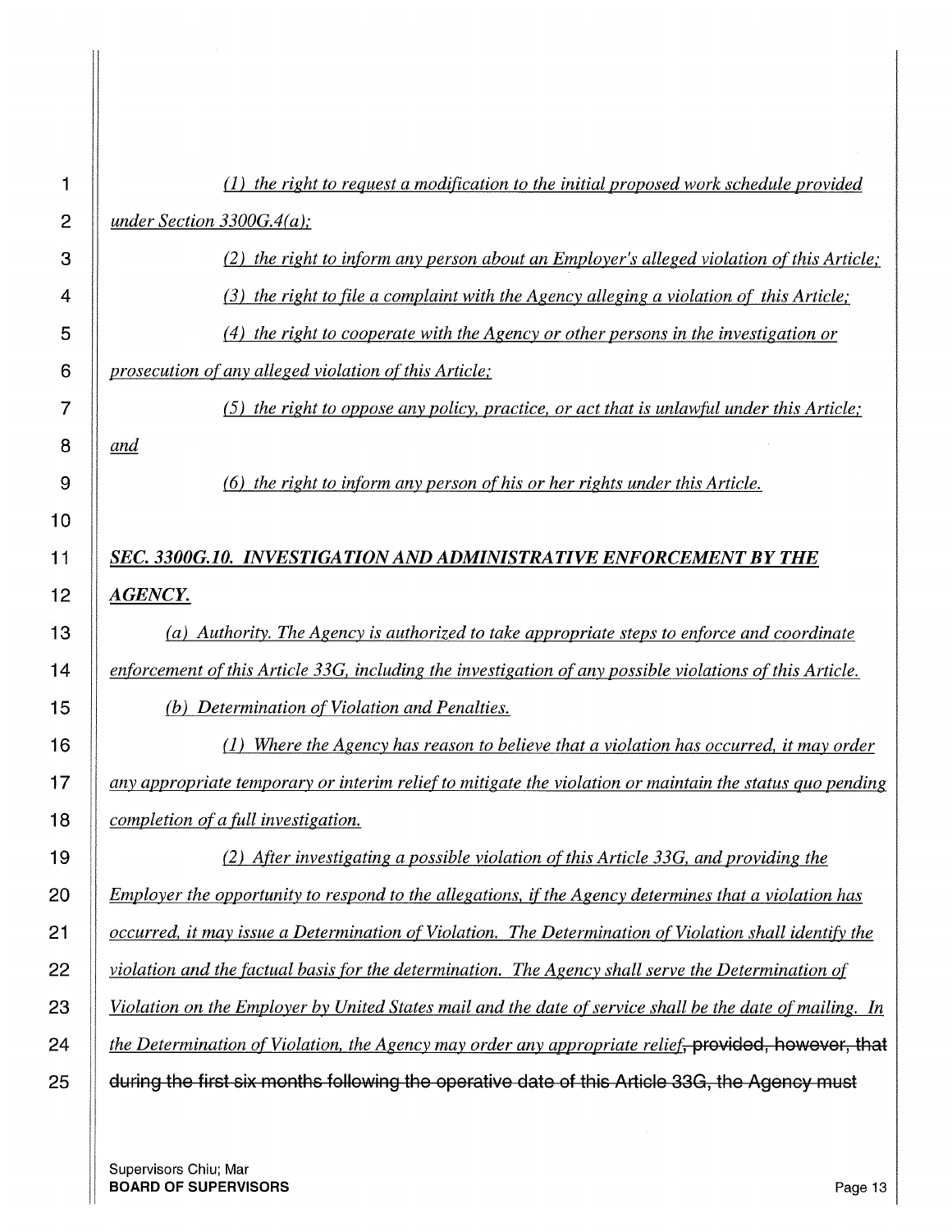*(1) the right to request a modification to the initial proposed work schedule provided under Section 3300G.4(a);*

*(2) the right to inform any person about an Employer's alleged violation of this Article;*

*(3) the right to file a complaint with the Agency alleging a violation of this Article;*

*(4) the right to cooperate with the Agency or other persons in the investigation or prosecution of any alleged violation of this Article;*

*(5) the right to oppose any policy, practice, or act that is unlawful under this Article; and*

*(6) the right to inform any person of his or her rights under this Article.*

### *SEC. 3300G.10. INVESTIGATION AND ADMINISTRATIVE ENFORCEMENT BY THE AGENCY.*

*(a) Authority. The Agency is authorized to take appropriate steps to enforce and coordinate enforcement of this Article 33G, including the investigation of any possible violations of this Article.*

*(b) Determination of Violation and Penalties.*

*(1) Where the Agency has reason to believe that a violation has occurred, it may order any appropriate temporary or interim relief to mitigate the violation or maintain the status quo pending completion of a full investigation.*

*(2) After investigating a possible violation of this Article 33G, and providing the Employer the opportunity to respond to the allegations, if the Agency determines that a violation has occurred, it may issue a Determination of Violation. The Determination of Violation shall identify the violation and the factual basis for the determination. The Agency shall serve the Determination of Violation on the Employer by United States mail and the date of service shall be the date of mailing. In the Determination of Violation, the Agency may order any appropriate relief*~~, provided, however, that during the first six months following the operative date of this Article 33G, the Agency must~~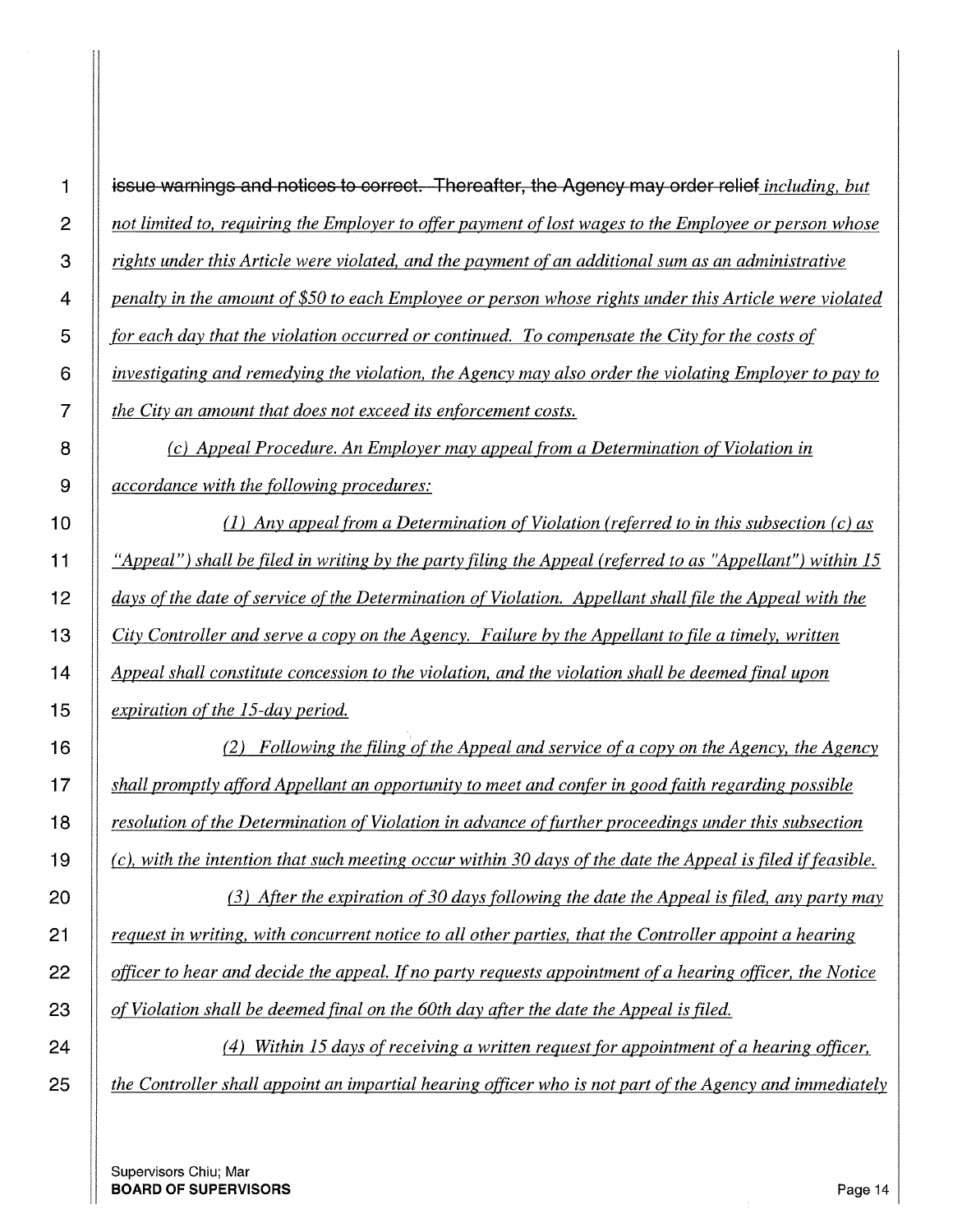~~issue warnings and notices to correct. Thereafter, the Agency may order relief~~ *including, but not limited to, requiring the Employer to offer payment of lost wages to the Employee or person whose rights under this Article were violated, and the payment of an additional sum as an administrative penalty in the amount of $50 to each Employee or person whose rights under this Article were violated for each day that the violation occurred or continued. To compensate the City for the costs of investigating and remedying the violation, the Agency may also order the violating Employer to pay to the City an amount that does not exceed its enforcement costs.*

*(c) Appeal Procedure. An Employer may appeal from a Determination of Violation in accordance with the following procedures:*

*(1) Any appeal from a Determination of Violation (referred to in this subsection (c) as "Appeal") shall be filed in writing by the party filing the Appeal (referred to as "Appellant") within 15 days of the date of service of the Determination of Violation. Appellant shall file the Appeal with the City Controller and serve a copy on the Agency. Failure by the Appellant to file a timely, written Appeal shall constitute concession to the violation, and the violation shall be deemed final upon expiration of the 15-day period.*

*(2) Following the filing of the Appeal and service of a copy on the Agency, the Agency shall promptly afford Appellant an opportunity to meet and confer in good faith regarding possible resolution of the Determination of Violation in advance of further proceedings under this subsection (c), with the intention that such meeting occur within 30 days of the date the Appeal is filed if feasible.*

*(3) After the expiration of 30 days following the date the Appeal is filed, any party may request in writing, with concurrent notice to all other parties, that the Controller appoint a hearing officer to hear and decide the appeal. If no party requests appointment of a hearing officer, the Notice of Violation shall be deemed final on the 60th day after the date the Appeal is filed.*

*(4) Within 15 days of receiving a written request for appointment of a hearing officer, the Controller shall appoint an impartial hearing officer who is not part of the Agency and immediately*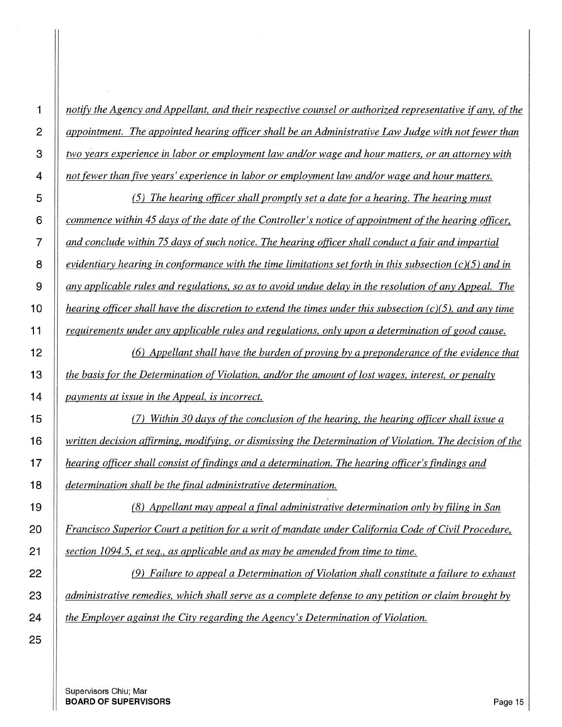*notify the Agency and Appellant, and their respective counsel or authorized representative if any, of the appointment. The appointed hearing officer shall be an Administrative Law Judge with not fewer than two years experience in labor or employment law and/or wage and hour matters, or an attorney with not fewer than five years' experience in labor or employment law and/or wage and hour matters.*

*(5) The hearing officer shall promptly set a date for a hearing. The hearing must commence within 45 days of the date of the Controller's notice of appointment of the hearing officer, and conclude within 75 days of such notice. The hearing officer shall conduct a fair and impartial evidentiary hearing in conformance with the time limitations set forth in this subsection (c)(5) and in any applicable rules and regulations, so as to avoid undue delay in the resolution of any Appeal. The hearing officer shall have the discretion to extend the times under this subsection (c)(5), and any time requirements under any applicable rules and regulations, only upon a determination of good cause.*

*(6) Appellant shall have the burden of proving by a preponderance of the evidence that the basis for the Determination of Violation, and/or the amount of lost wages, interest, or penalty payments at issue in the Appeal, is incorrect.*

*(7) Within 30 days of the conclusion of the hearing, the hearing officer shall issue a written decision affirming, modifying, or dismissing the Determination of Violation. The decision of the hearing officer shall consist of findings and a determination. The hearing officer's findings and determination shall be the final administrative determination.*

*(8) Appellant may appeal a final administrative determination only by filing in San Francisco Superior Court a petition for a writ of mandate under California Code of Civil Procedure, section 1094.5, et seq., as applicable and as may be amended from time to time.*

*(9) Failure to appeal a Determination of Violation shall constitute a failure to exhaust administrative remedies, which shall serve as a complete defense to any petition or claim brought by the Employer against the City regarding the Agency's Determination of Violation.*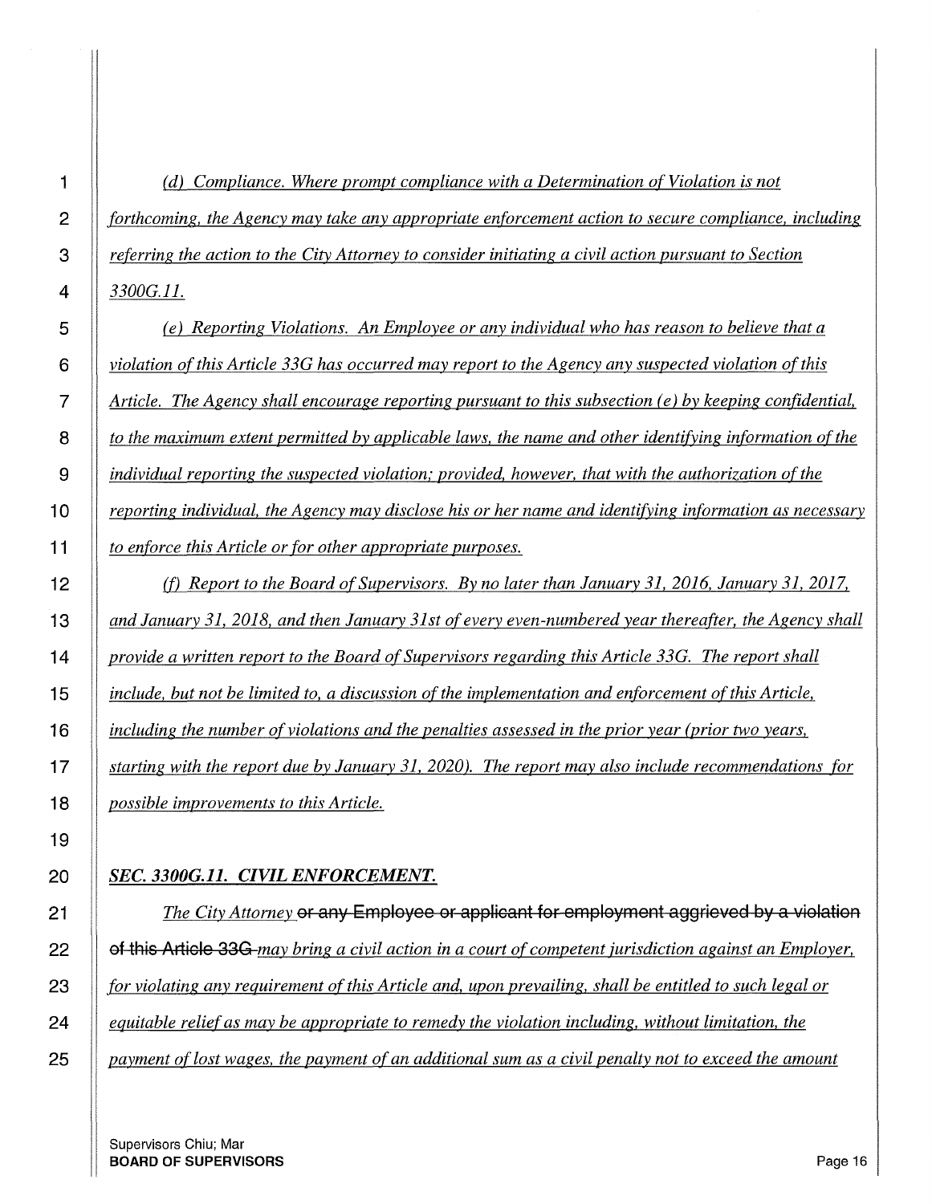*(d) Compliance. Where prompt compliance with a Determination of Violation is not forthcoming, the Agency may take any appropriate enforcement action to secure compliance, including referring the action to the City Attorney to consider initiating a civil action pursuant to Section 3300G.11.*

*(e) Reporting Violations. An Employee or any individual who has reason to believe that a violation of this Article 33G has occurred may report to the Agency any suspected violation of this Article. The Agency shall encourage reporting pursuant to this subsection (e) by keeping confidential, to the maximum extent permitted by applicable laws, the name and other identifying information of the individual reporting the suspected violation; provided, however, that with the authorization of the reporting individual, the Agency may disclose his or her name and identifying information as necessary to enforce this Article or for other appropriate purposes.*

*(f) Report to the Board of Supervisors. By no later than January 31, 2016, January 31, 2017, and January 31, 2018, and then January 31st of every even-numbered year thereafter, the Agency shall provide a written report to the Board of Supervisors regarding this Article 33G. The report shall include, but not be limited to, a discussion of the implementation and enforcement of this Article, including the number of violations and the penalties assessed in the prior year (prior two years, starting with the report due by January 31, 2020). The report may also include recommendations for possible improvements to this Article.*

***SEC. 3300G.11. CIVIL ENFORCEMENT.***

*The City Attorney* ~~or any Employee or applicant for employment aggrieved by a violation of this Article 33G~~ *may bring a civil action in a court of competent jurisdiction against an Employer, for violating any requirement of this Article and, upon prevailing, shall be entitled to such legal or equitable relief as may be appropriate to remedy the violation including, without limitation, the payment of lost wages, the payment of an additional sum as a civil penalty not to exceed the amount*

Supervisors Chiu; Mar
**BOARD OF SUPERVISORS**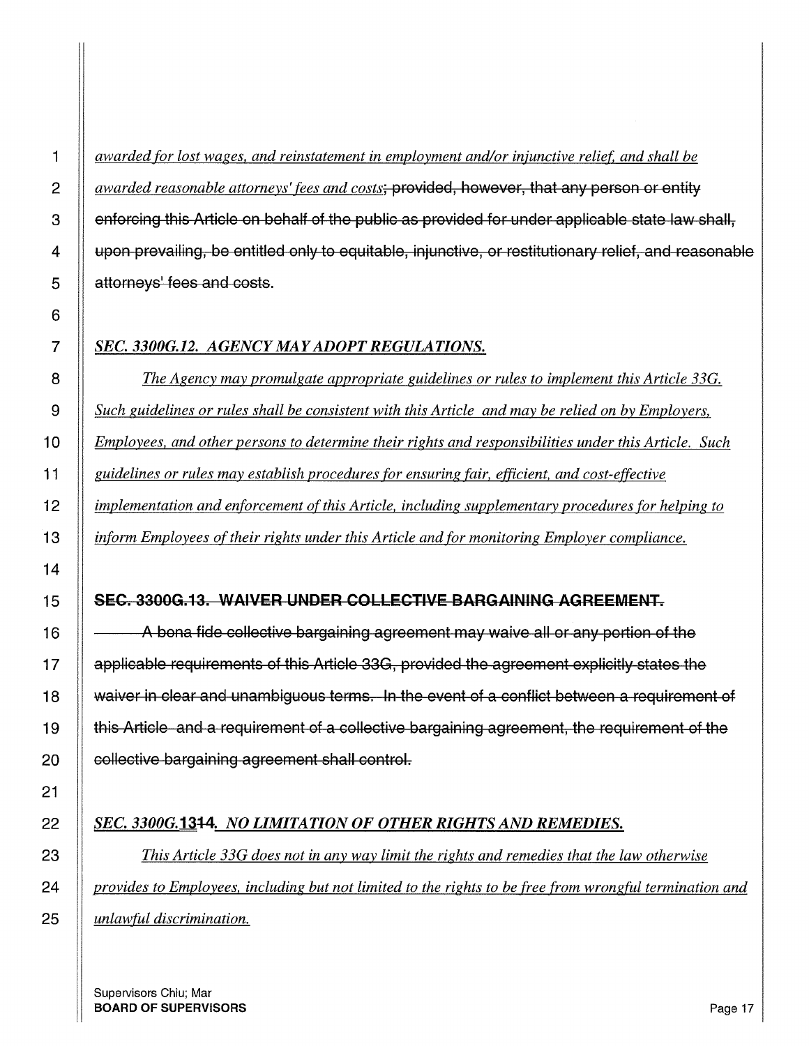*awarded for lost wages, and reinstatement in employment and/or injunctive relief, and shall be awarded reasonable attorneys' fees and costs*~~; provided, however, that any person or entity enforcing this Article on behalf of the public as provided for under applicable state law shall, upon prevailing, be entitled only to equitable, injunctive, or restitutionary relief, and reasonable attorneys' fees and costs.~~

***SEC. 3300G.12. AGENCY MAY ADOPT REGULATIONS.***

*The Agency may promulgate appropriate guidelines or rules to implement this Article 33G. Such guidelines or rules shall be consistent with this Article and may be relied on by Employers, Employees, and other persons to determine their rights and responsibilities under this Article. Such guidelines or rules may establish procedures for ensuring fair, efficient, and cost-effective implementation and enforcement of this Article, including supplementary procedures for helping to inform Employees of their rights under this Article and for monitoring Employer compliance.*

~~**SEC. 3300G.13. WAIVER UNDER COLLECTIVE BARGAINING AGREEMENT.**~~

~~A bona fide collective bargaining agreement may waive all or any portion of the applicable requirements of this Article 33G, provided the agreement explicitly states the waiver in clear and unambiguous terms. In the event of a conflict between a requirement of this Article and a requirement of a collective bargaining agreement, the requirement of the collective bargaining agreement shall control.~~

***SEC. 3300G.13~~14~~. NO LIMITATION OF OTHER RIGHTS AND REMEDIES.***

*This Article 33G does not in any way limit the rights and remedies that the law otherwise provides to Employees, including but not limited to the rights to be free from wrongful termination and unlawful discrimination.*

Supervisors Chiu; Mar
**BOARD OF SUPERVISORS**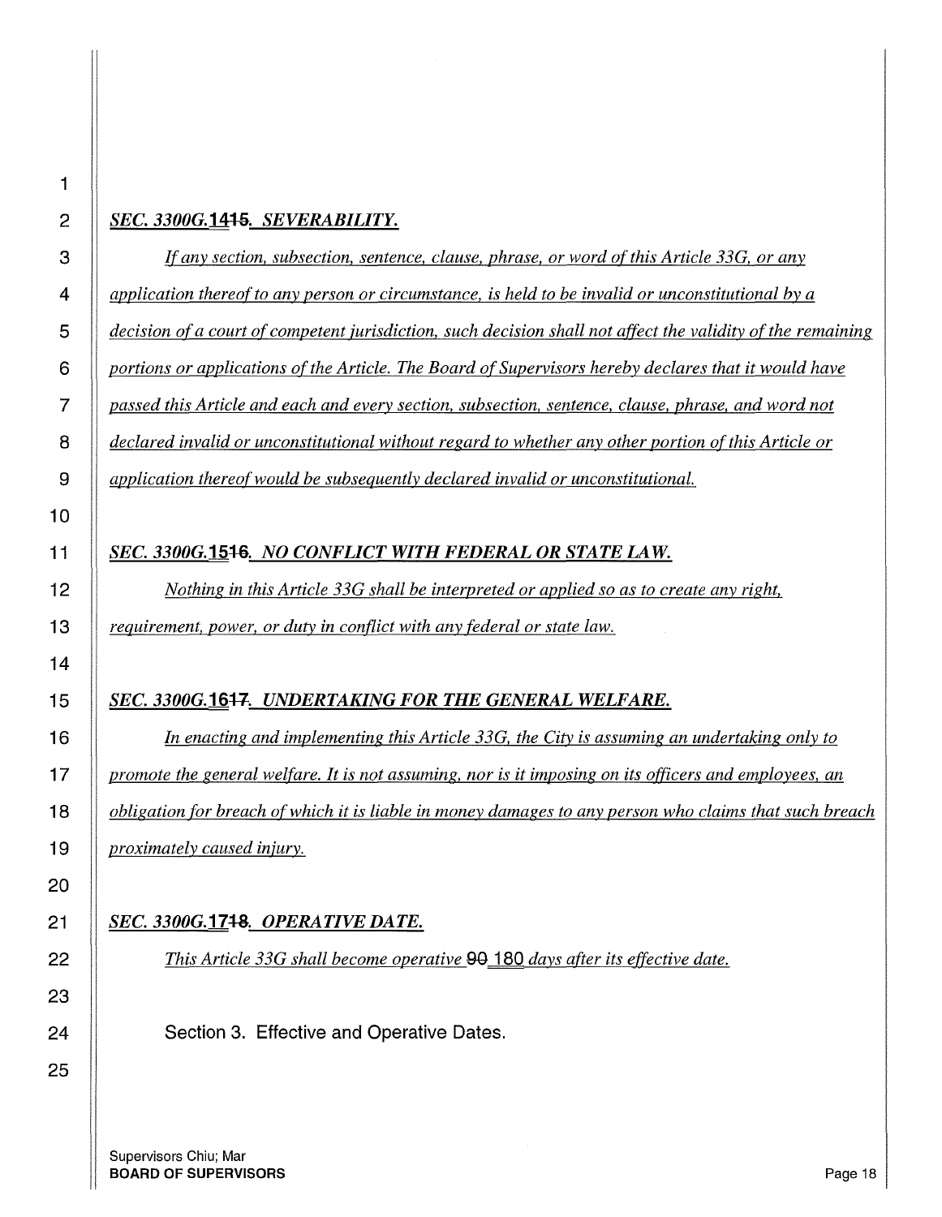***SEC. 3300G.14~~15~~. SEVERABILITY.***

*If any section, subsection, sentence, clause, phrase, or word of this Article 33G, or any application thereof to any person or circumstance, is held to be invalid or unconstitutional by a decision of a court of competent jurisdiction, such decision shall not affect the validity of the remaining portions or applications of the Article. The Board of Supervisors hereby declares that it would have passed this Article and each and every section, subsection, sentence, clause, phrase, and word not declared invalid or unconstitutional without regard to whether any other portion of this Article or application thereof would be subsequently declared invalid or unconstitutional.*

***SEC. 3300G.15~~16~~. NO CONFLICT WITH FEDERAL OR STATE LAW.***

*Nothing in this Article 33G shall be interpreted or applied so as to create any right, requirement, power, or duty in conflict with any federal or state law.*

***SEC. 3300G.16~~17~~. UNDERTAKING FOR THE GENERAL WELFARE.***

*In enacting and implementing this Article 33G, the City is assuming an undertaking only to promote the general welfare. It is not assuming, nor is it imposing on its officers and employees, an obligation for breach of which it is liable in money damages to any person who claims that such breach proximately caused injury.*

***SEC. 3300G.17~~18~~. OPERATIVE DATE.***

*This Article 33G shall become operative* ~~90~~ 180 *days after its effective date.*

Section 3. Effective and Operative Dates.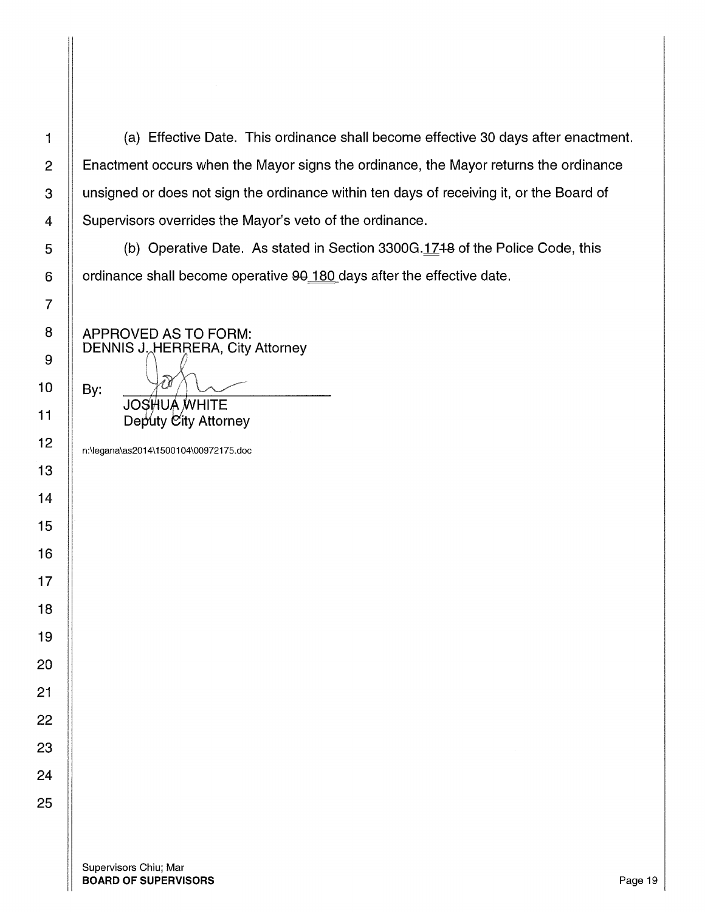(a) Effective Date. This ordinance shall become effective 30 days after enactment. Enactment occurs when the Mayor signs the ordinance, the Mayor returns the ordinance unsigned or does not sign the ordinance within ten days of receiving it, or the Board of Supervisors overrides the Mayor's veto of the ordinance.

(b) Operative Date. As stated in Section 3300G.<u>17</u>~~18~~ of the Police Code, this ordinance shall become operative ~~90~~ <u>180</u> days after the effective date.

APPROVED AS TO FORM:
DENNIS J. HERRERA, City Attorney

By: ______________________________
JOSHUA WHITE
Deputy City Attorney

n:\legana\as2014\1500104\00972175.doc

Supervisors Chiu; Mar
**BOARD OF SUPERVISORS**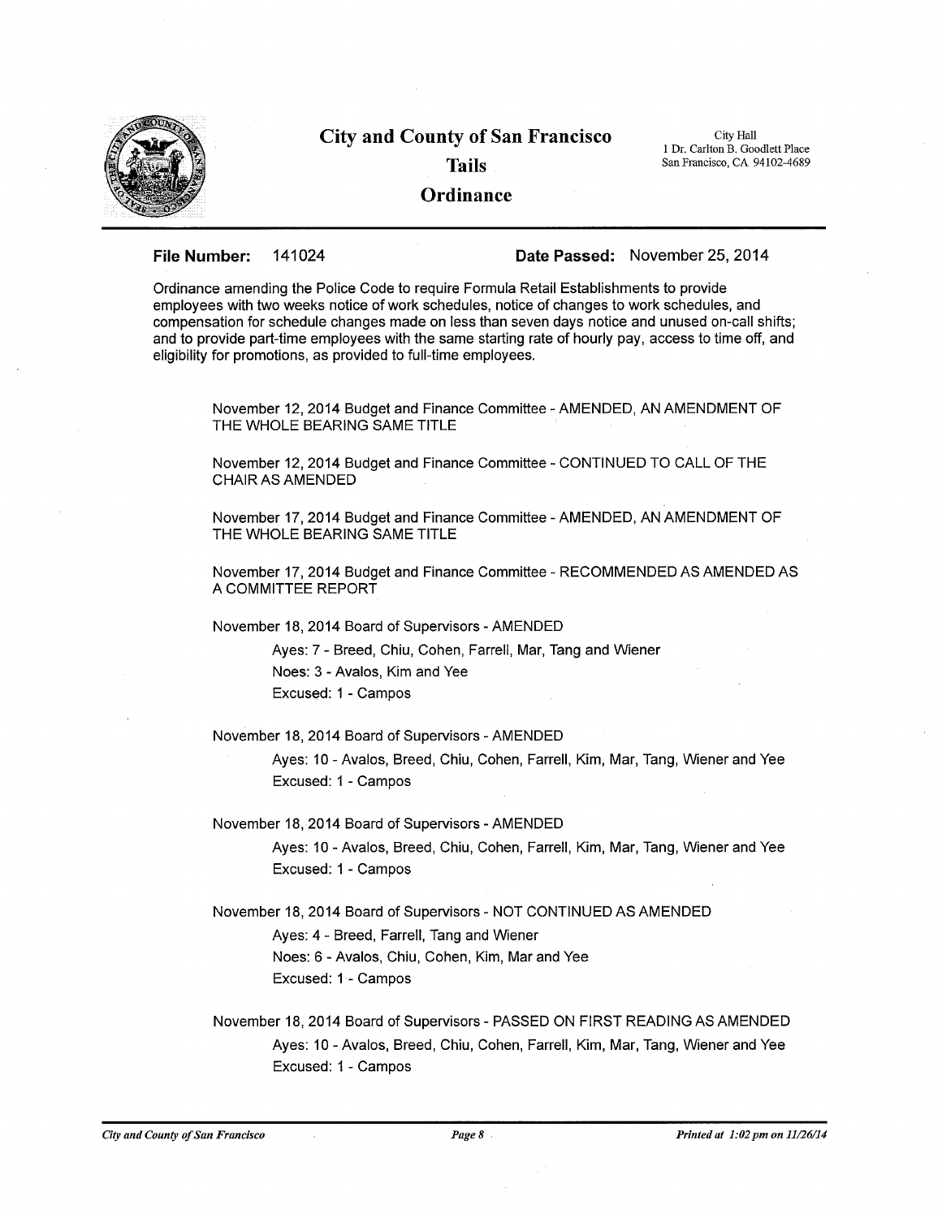# City and County of San Francisco

## Tails

## Ordinance

City Hall
1 Dr. Carlton B. Goodlett Place
San Francisco, CA 94102-4689

**File Number:** 141024 **Date Passed:** November 25, 2014

Ordinance amending the Police Code to require Formula Retail Establishments to provide employees with two weeks notice of work schedules, notice of changes to work schedules, and compensation for schedule changes made on less than seven days notice and unused on-call shifts; and to provide part-time employees with the same starting rate of hourly pay, access to time off, and eligibility for promotions, as provided to full-time employees.

November 12, 2014 Budget and Finance Committee - AMENDED, AN AMENDMENT OF THE WHOLE BEARING SAME TITLE

November 12, 2014 Budget and Finance Committee - CONTINUED TO CALL OF THE CHAIR AS AMENDED

November 17, 2014 Budget and Finance Committee - AMENDED, AN AMENDMENT OF THE WHOLE BEARING SAME TITLE

November 17, 2014 Budget and Finance Committee - RECOMMENDED AS AMENDED AS A COMMITTEE REPORT

November 18, 2014 Board of Supervisors - AMENDED

Ayes: 7 - Breed, Chiu, Cohen, Farrell, Mar, Tang and Wiener
Noes: 3 - Avalos, Kim and Yee
Excused: 1 - Campos

November 18, 2014 Board of Supervisors - AMENDED

Ayes: 10 - Avalos, Breed, Chiu, Cohen, Farrell, Kim, Mar, Tang, Wiener and Yee
Excused: 1 - Campos

November 18, 2014 Board of Supervisors - AMENDED

Ayes: 10 - Avalos, Breed, Chiu, Cohen, Farrell, Kim, Mar, Tang, Wiener and Yee
Excused: 1 - Campos

November 18, 2014 Board of Supervisors - NOT CONTINUED AS AMENDED

Ayes: 4 - Breed, Farrell, Tang and Wiener
Noes: 6 - Avalos, Chiu, Cohen, Kim, Mar and Yee
Excused: 1 - Campos

November 18, 2014 Board of Supervisors - PASSED ON FIRST READING AS AMENDED

Ayes: 10 - Avalos, Breed, Chiu, Cohen, Farrell, Kim, Mar, Tang, Wiener and Yee
Excused: 1 - Campos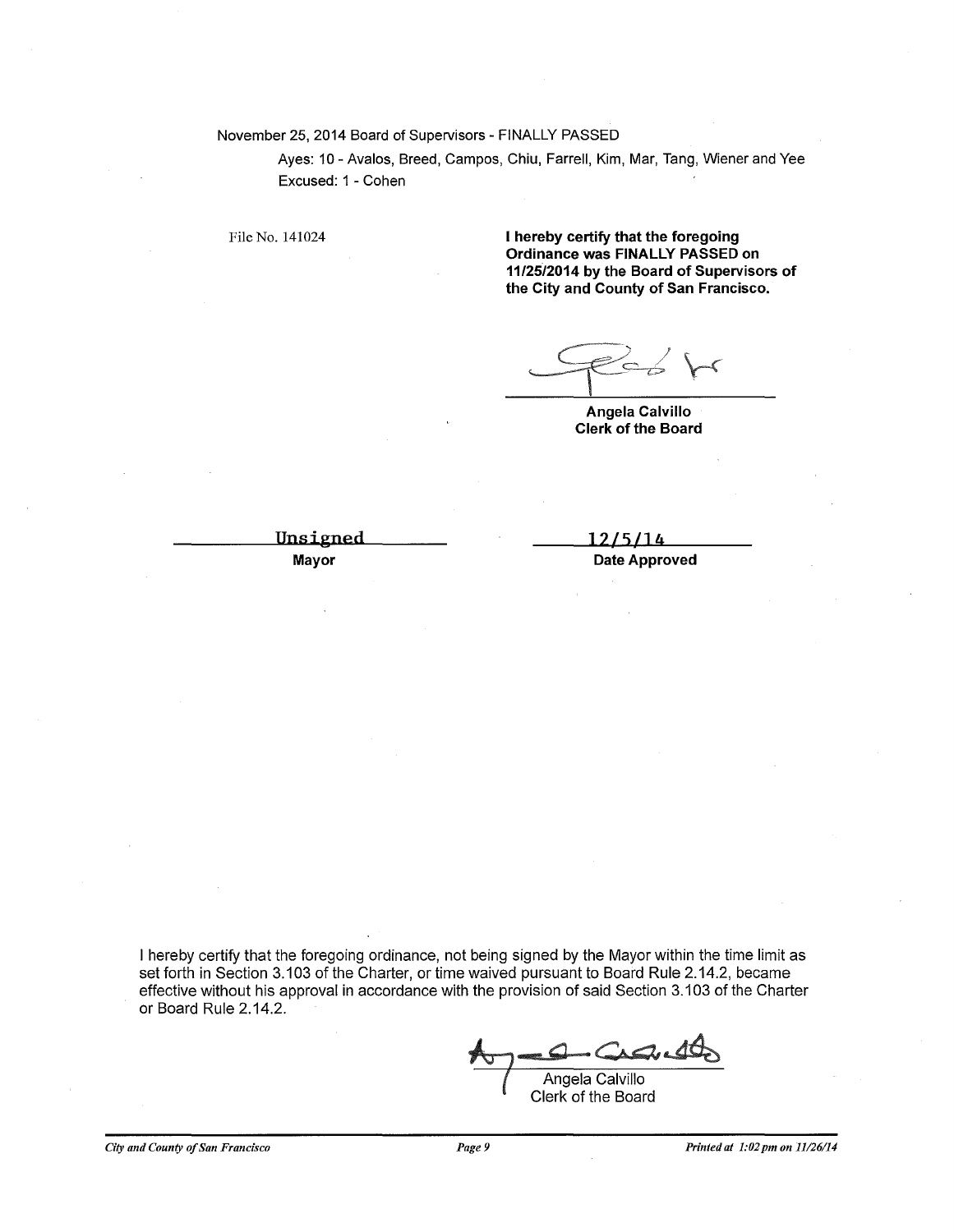November 25, 2014 Board of Supervisors - FINALLY PASSED

Ayes: 10 - Avalos, Breed, Campos, Chiu, Farrell, Kim, Mar, Tang, Wiener and Yee

Excused: 1 - Cohen

File No. 141024

**I hereby certify that the foregoing Ordinance was FINALLY PASSED on 11/25/2014 by the Board of Supervisors of the City and County of San Francisco.**

**Angela Calvillo**
**Clerk of the Board**

Unsigned
**Mayor**

12/5/14
**Date Approved**

I hereby certify that the foregoing ordinance, not being signed by the Mayor within the time limit as set forth in Section 3.103 of the Charter, or time waived pursuant to Board Rule 2.14.2, became effective without his approval in accordance with the provision of said Section 3.103 of the Charter or Board Rule 2.14.2.

Angela Calvillo
Clerk of the Board